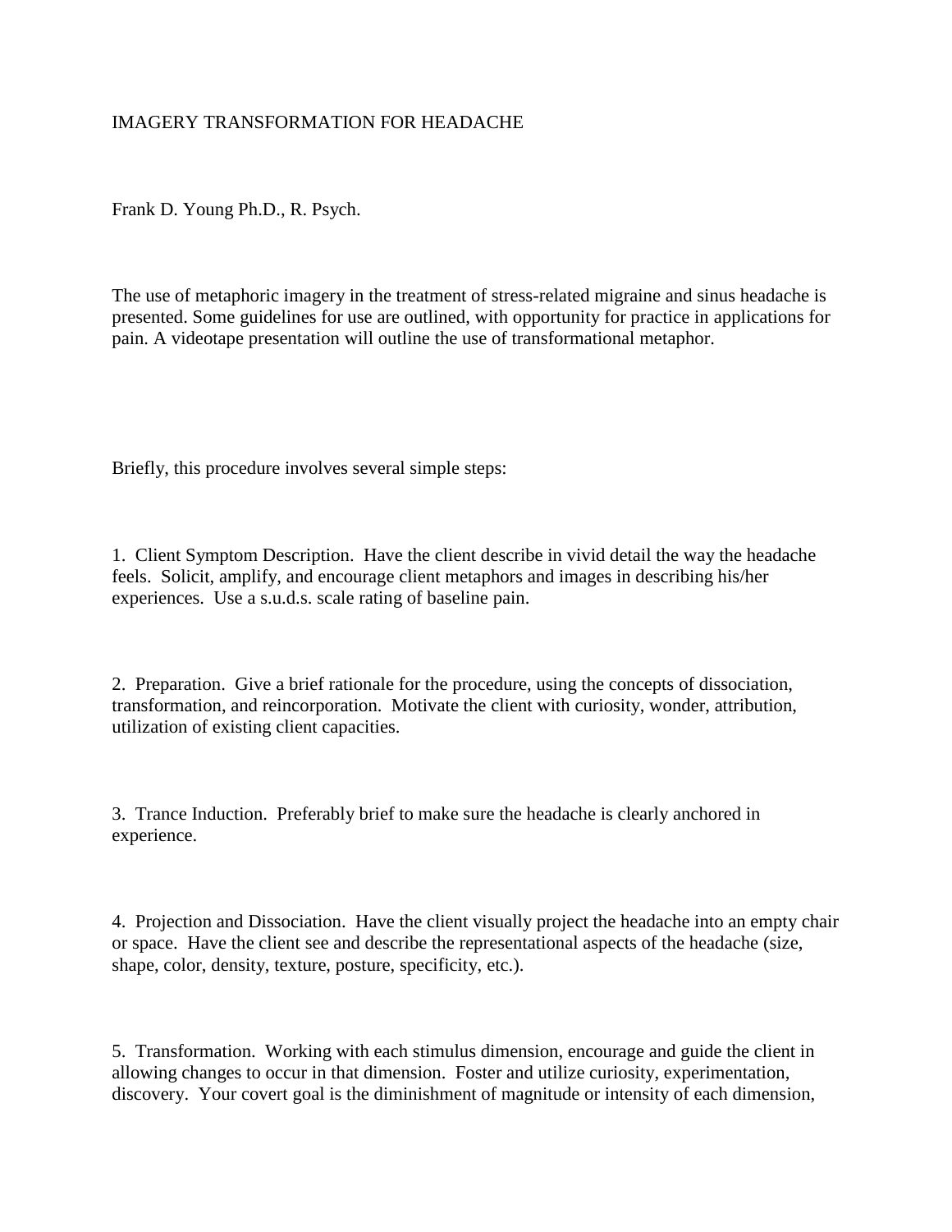# IMAGERY TRANSFORMATION FOR HEADACHE

Frank D. Young Ph.D., R. Psych.

The use of metaphoric imagery in the treatment of stress-related migraine and sinus headache is presented. Some guidelines for use are outlined, with opportunity for practice in applications for pain. A videotape presentation will outline the use of transformational metaphor.

Briefly, this procedure involves several simple steps:

1. Client Symptom Description. Have the client describe in vivid detail the way the headache feels. Solicit, amplify, and encourage client metaphors and images in describing his/her experiences. Use a s.u.d.s. scale rating of baseline pain.

2. Preparation. Give a brief rationale for the procedure, using the concepts of dissociation, transformation, and reincorporation. Motivate the client with curiosity, wonder, attribution, utilization of existing client capacities.

3. Trance Induction. Preferably brief to make sure the headache is clearly anchored in experience.

4. Projection and Dissociation. Have the client visually project the headache into an empty chair or space. Have the client see and describe the representational aspects of the headache (size, shape, color, density, texture, posture, specificity, etc.).

5. Transformation. Working with each stimulus dimension, encourage and guide the client in allowing changes to occur in that dimension. Foster and utilize curiosity, experimentation, discovery. Your covert goal is the diminishment of magnitude or intensity of each dimension,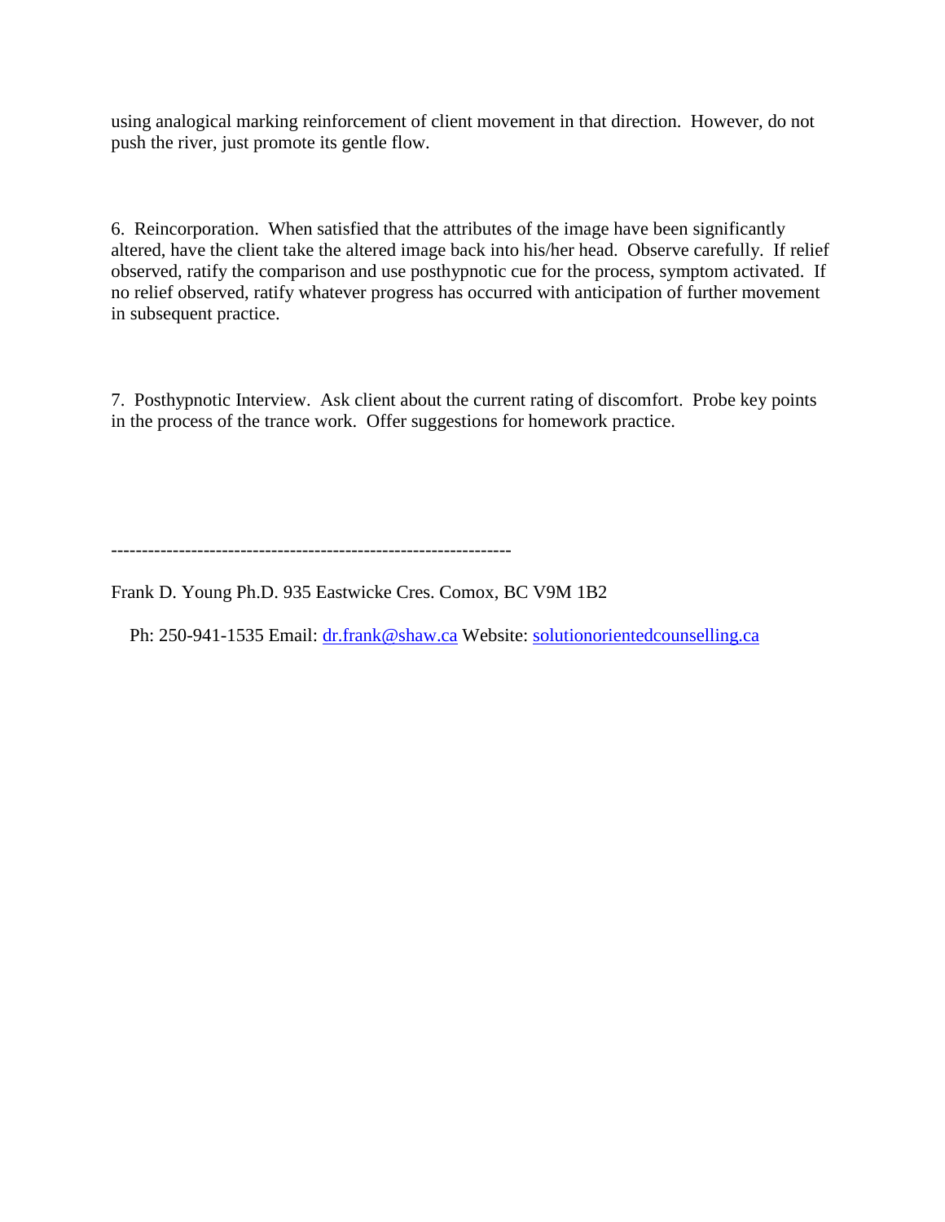using analogical marking reinforcement of client movement in that direction. However, do not push the river, just promote its gentle flow.

6. Reincorporation. When satisfied that the attributes of the image have been significantly altered, have the client take the altered image back into his/her head. Observe carefully. If relief observed, ratify the comparison and use posthypnotic cue for the process, symptom activated. If no relief observed, ratify whatever progress has occurred with anticipation of further movement in subsequent practice.

7. Posthypnotic Interview. Ask client about the current rating of discomfort. Probe key points in the process of the trance work. Offer suggestions for homework practice.

---

Frank D. Young Ph.D. 935 Eastwicke Cres. Comox, BC V9M 1B2

Ph: 250-941-1535 Email: dr.frank@shaw.ca Website: solutionorientedcounselling.ca